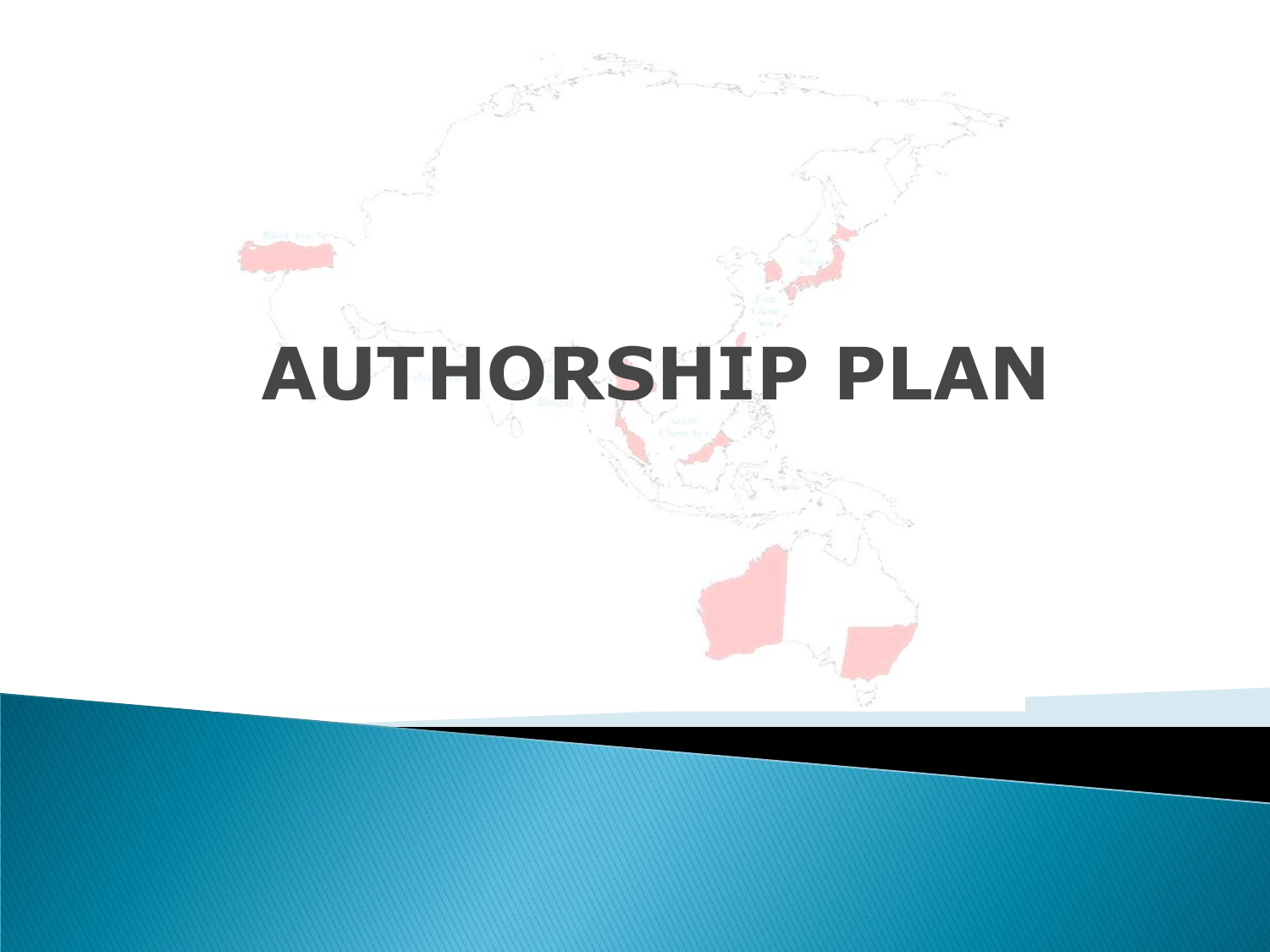# AUTHORSHIP PLAN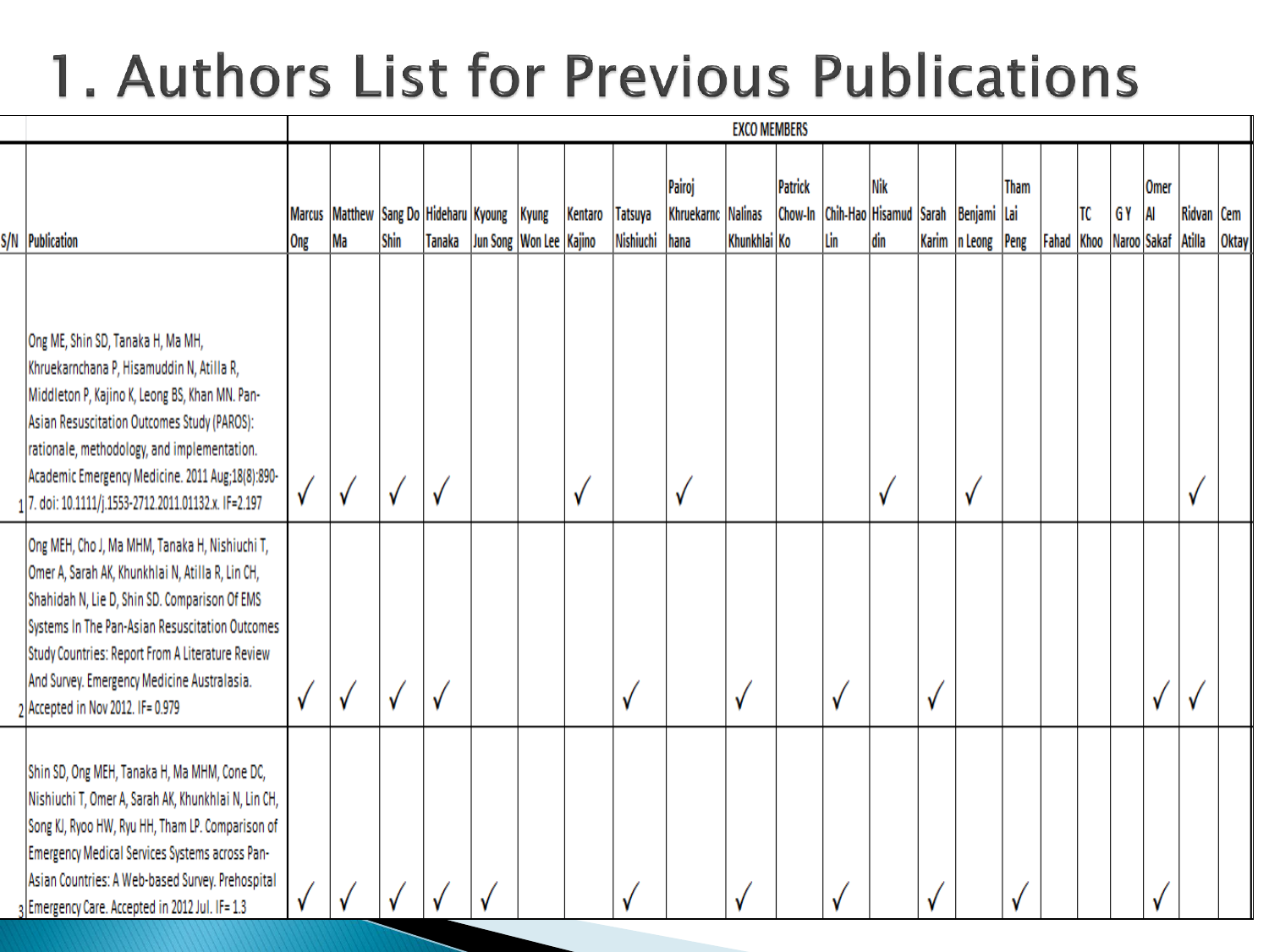# 1. Authors List for Previous Publications

| S/N | Publication | EXCO MEMBERS | | | | | | | | | | | | | | | | | | | | | |
|---|---|---|---|---|---|---|---|---|---|---|---|---|---|---|---|---|---|---|---|---|---|---|---|
| | | Marcus Ong | Matthew Ma | Sang Do Shin | Hideharu Tanaka | Kyoung Jun Song | Kyung Won Lee | Kentaro Kajino | Tatsuya Nishiuchi | Pairoj Khruekarnchana | Nalinas Khunkhlai | Patrick Chow-In Ko | Chih-Hao Lin | Nik Hisamuddin | Sarah Karim | Benjamin Leong | Tham Lai Peng | Fahad | TC Khoo | G Y Naroo | Omer Al Sakaf | Ridvan Atilla | Cem Oktay |
| 1 | Ong ME, Shin SD, Tanaka H, Ma MH, Khruekarnchana P, Hisamuddin N, Atilla R, Middleton P, Kajino K, Leong BS, Khan MN. Pan-Asian Resuscitation Outcomes Study (PAROS): rationale, methodology, and implementation. Academic Emergency Medicine. 2011 Aug;18(8):890-7. doi: 10.1111/j.1553-2712.2011.01132.x. IF=2.197 | √ | √ | √ | √ | | | √ | | √ | | | | √ | | √ | | | | | | √ | |
| 2 | Ong MEH, Cho J, Ma MHM, Tanaka H, Nishiuchi T, Omer A, Sarah AK, Khunkhlai N, Atilla R, Lin CH, Shahidah N, Lie D, Shin SD. Comparison Of EMS Systems In The Pan-Asian Resuscitation Outcomes Study Countries: Report From A Literature Review And Survey. Emergency Medicine Australasia. Accepted in Nov 2012. IF= 0.979 | √ | √ | √ | √ | | | | √ | | √ | | √ | | √ | | | | | | √ | √ | |
| 3 | Shin SD, Ong MEH, Tanaka H, Ma MHM, Cone DC, Nishiuchi T, Omer A, Sarah AK, Khunkhlai N, Lin CH, Song KJ, Ryoo HW, Ryu HH, Tham LP. Comparison of Emergency Medical Services Systems across Pan-Asian Countries: A Web-based Survey. Prehospital Emergency Care. Accepted in 2012 Jul. IF= 1.3 | √ | √ | √ | √ | √ | | | √ | | √ | | √ | | √ | | √ | | | | √ | | |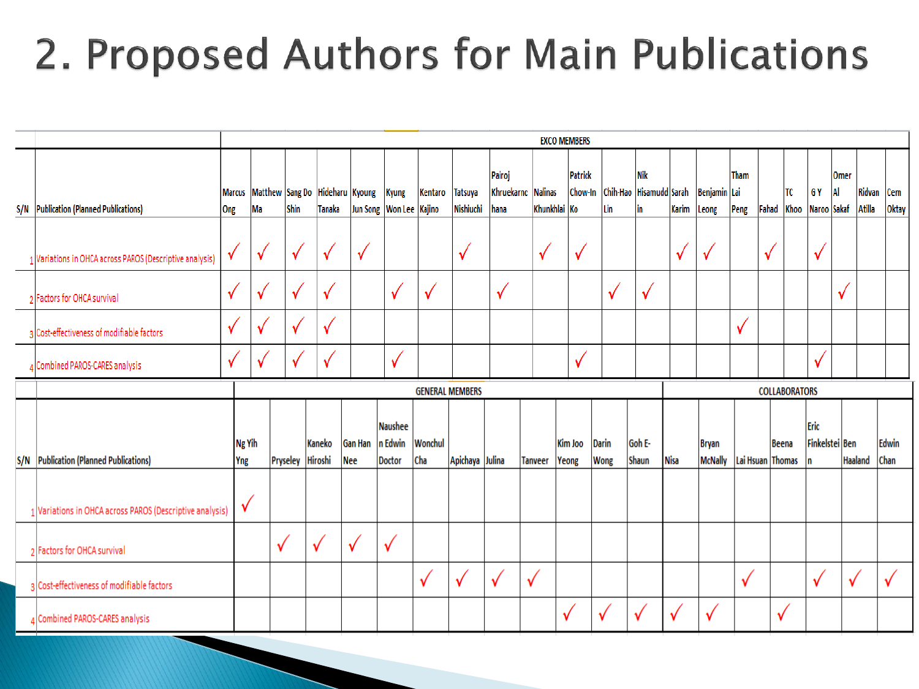# 2. Proposed Authors for Main Publications

| S/N | Publication (Planned Publications) | EXCO MEMBERS | | | | | | | | | | | | | | | | | | | | | |
|---|---|---|---|---|---|---|---|---|---|---|---|---|---|---|---|---|---|---|---|---|---|---|---|
| | | Marcus Ong | Matthew Ma | Sang Do Shin | Hideharu Tanaka | Kyoung Jun Song | Kyung Won Lee | Kentaro Kajino | Tatsuya Nishiuchi | Pairoj Khruekarnchana | Nalinas Khunkhlai | Patrick Chow-In Ko | Chih-Hao Lin | Nik Hisamuddin | Sarah Karim | Benjamin Leong | Tham Lai Peng | Fahad | TC Khoo | G Y Naroo | Omer Al Sakaf | Ridvan Atilla | Cem Oktay |
| 1 | Variations in OHCA across PAROS (Descriptive analysis) | ✓ | ✓ | ✓ | ✓ | ✓ | | | ✓ | | ✓ | ✓ | | | ✓ | ✓ | | ✓ | | ✓ | | | |
| 2 | Factors for OHCA survival | ✓ | ✓ | ✓ | ✓ | | ✓ | ✓ | | ✓ | | | ✓ | ✓ | | | | | | | ✓ | | |
| 3 | Cost-effectiveness of modifiable factors | ✓ | ✓ | ✓ | ✓ | | | | | | | | | | | | ✓ | | | | | | |
| 4 | Combined PAROS-CARES analysis | ✓ | ✓ | ✓ | ✓ | | ✓ | | | | | ✓ | | | | | | | | ✓ | | | |

| S/N | Publication (Planned Publications) | GENERAL MEMBERS | | | | | | | | | | | | COLLABORATORS | | | | | | |
|---|---|---|---|---|---|---|---|---|---|---|---|---|---|---|---|---|---|---|---|---|
| | | Ng Yih Yng | Pryseley | Kaneko Hiroshi | Gan Han Nee | Nausheen Edwin Doctor | Wonchul Cha | Apichaya | Julina | Tanveer | Kim Joo Yeong | Darin Wong | Goh E-Shaun | Nisa | Bryan McNally | Lai Hsuan | Beena Thomas | Eric Finkelstein | Ben Haaland | Edwin Chan |
| 1 | Variations in OHCA across PAROS (Descriptive analysis) | ✓ | | | | | | | | | | | | | | | | | | |
| 2 | Factors for OHCA survival | | ✓ | ✓ | ✓ | ✓ | | | | | | | | | | | | | | |
| 3 | Cost-effectiveness of modifiable factors | | | | | | ✓ | ✓ | ✓ | ✓ | | | | | | ✓ | | ✓ | ✓ | ✓ |
| 4 | Combined PAROS-CARES analysis | | | | | | | | | | ✓ | ✓ | ✓ | ✓ | ✓ | | ✓ | | | |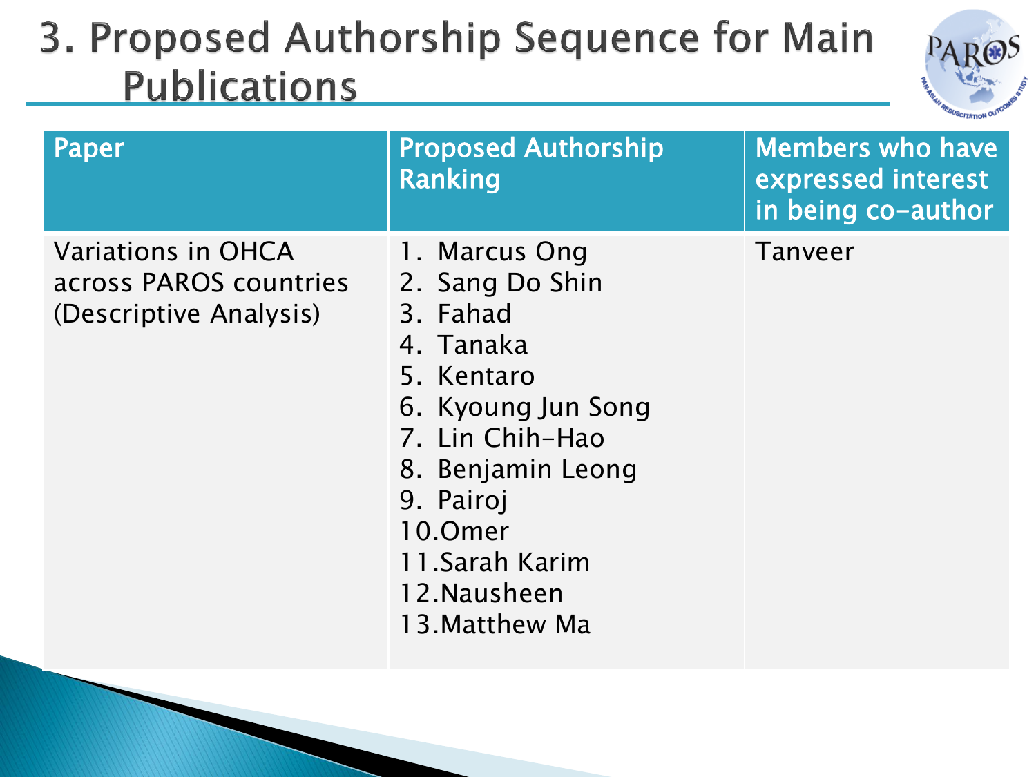# 3. Proposed Authorship Sequence for Main Publications

| Paper | Proposed Authorship Ranking | Members who have expressed interest in being co-author |
|---|---|---|
| Variations in OHCA across PAROS countries (Descriptive Analysis) | 1. Marcus Ong<br>2. Sang Do Shin<br>3. Fahad<br>4. Tanaka<br>5. Kentaro<br>6. Kyoung Jun Song<br>7. Lin Chih-Hao<br>8. Benjamin Leong<br>9. Pairoj<br>10. Omer<br>11. Sarah Karim<br>12. Nausheen<br>13. Matthew Ma | Tanveer |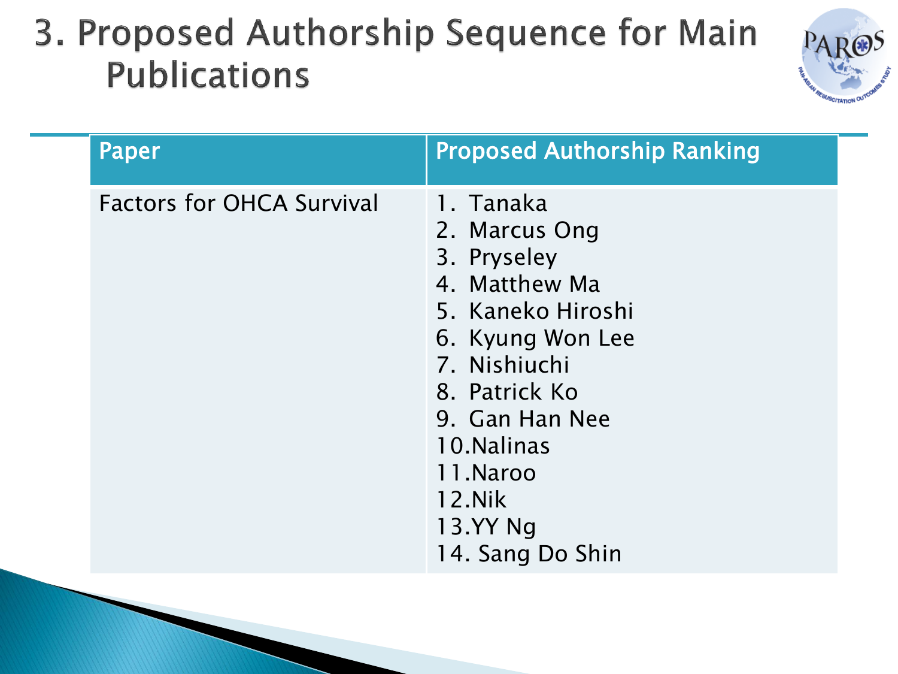# 3. Proposed Authorship Sequence for Main Publications

| Paper | Proposed Authorship Ranking |
| --- | --- |
| Factors for OHCA Survival | 1. Tanaka<br>2. Marcus Ong<br>3. Pryseley<br>4. Matthew Ma<br>5. Kaneko Hiroshi<br>6. Kyung Won Lee<br>7. Nishiuchi<br>8. Patrick Ko<br>9. Gan Han Nee<br>10.Nalinas<br>11.Naroo<br>12.Nik<br>13.YY Ng<br>14. Sang Do Shin |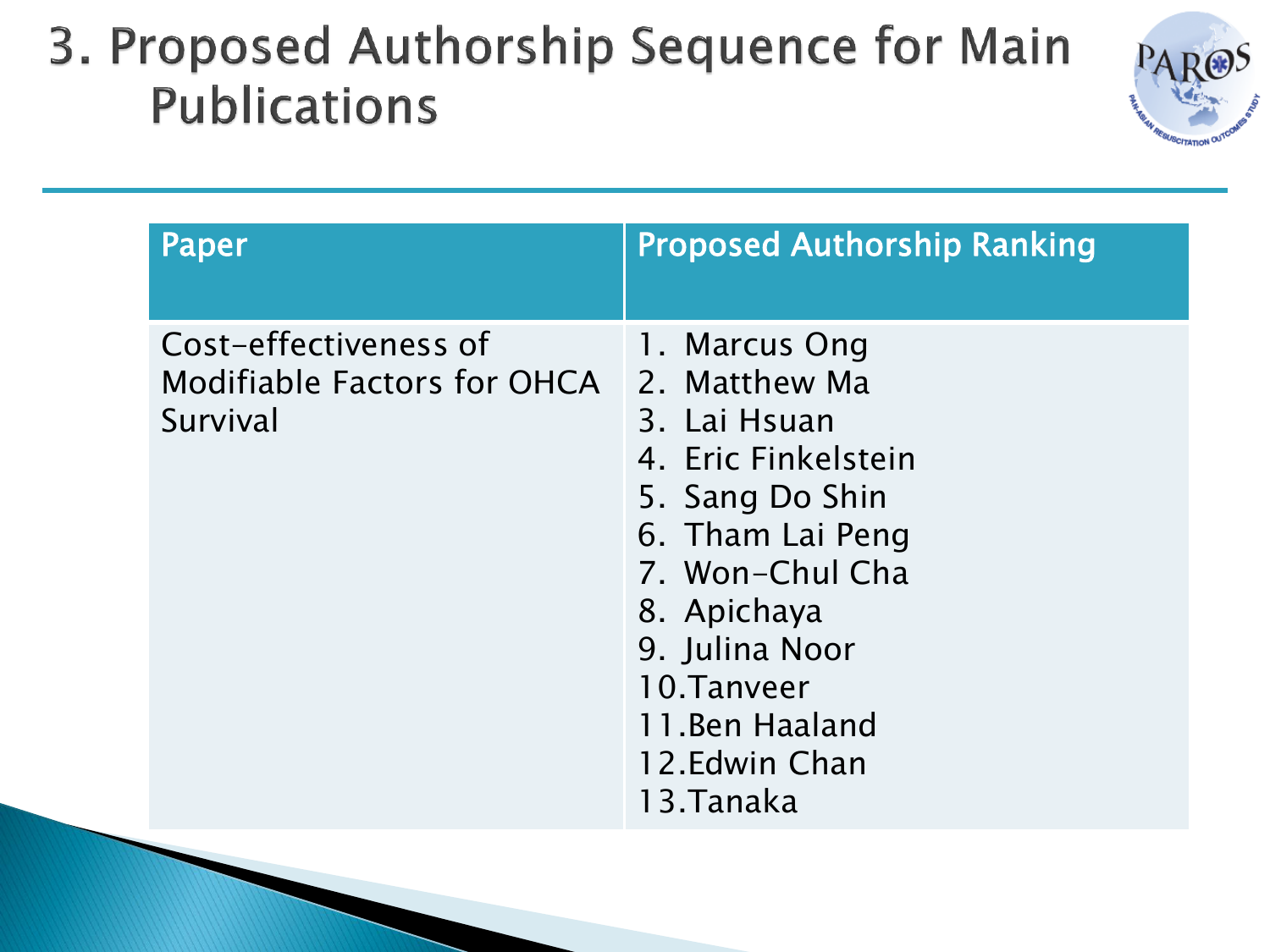# 3. Proposed Authorship Sequence for Main Publications

| Paper | Proposed Authorship Ranking |
|---|---|
| Cost-effectiveness of Modifiable Factors for OHCA Survival | 1. Marcus Ong<br>2. Matthew Ma<br>3. Lai Hsuan<br>4. Eric Finkelstein<br>5. Sang Do Shin<br>6. Tham Lai Peng<br>7. Won-Chul Cha<br>8. Apichaya<br>9. Julina Noor<br>10. Tanveer<br>11. Ben Haaland<br>12. Edwin Chan<br>13. Tanaka |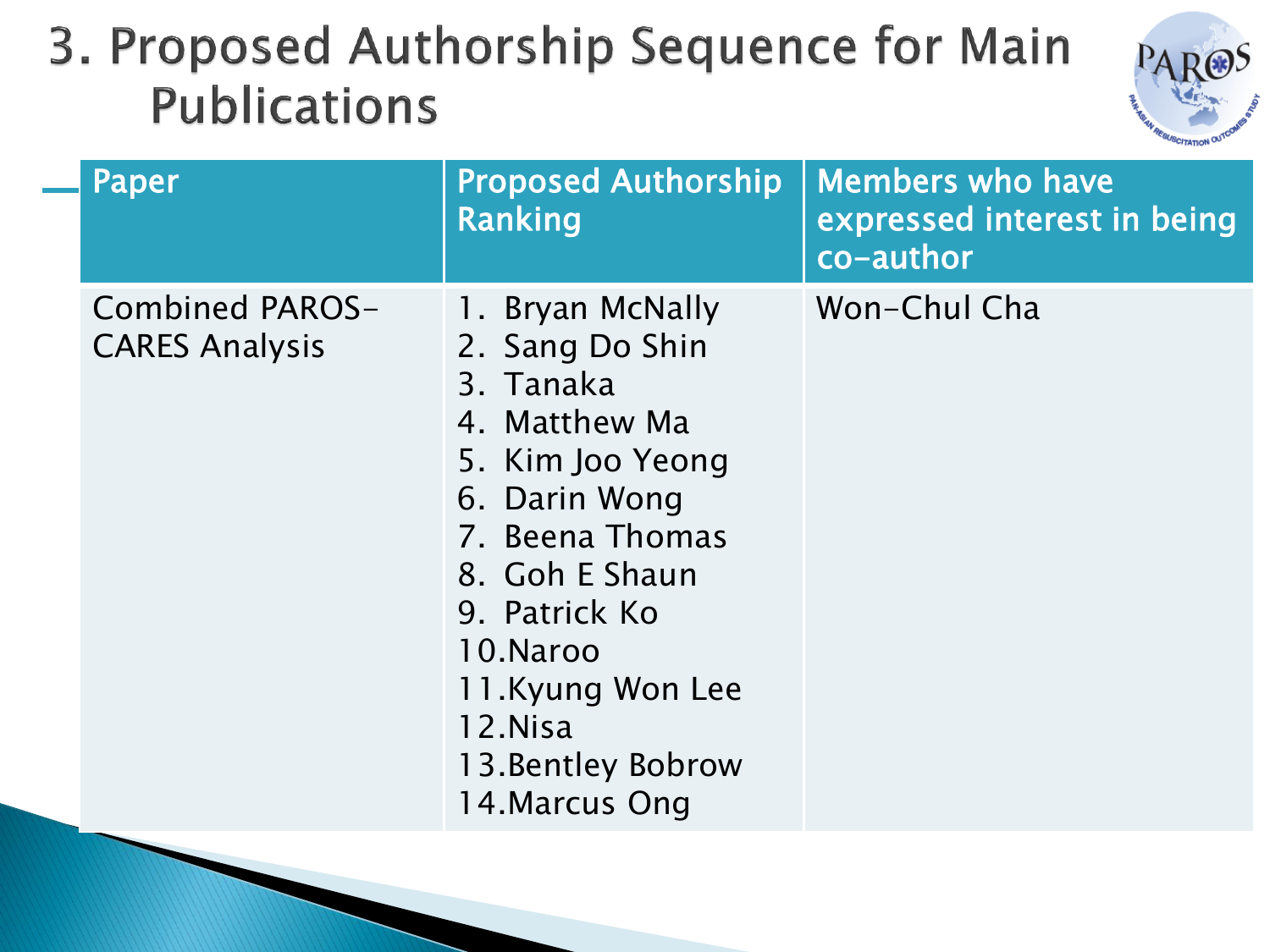# 3. Proposed Authorship Sequence for Main Publications

| Paper | Proposed Authorship Ranking | Members who have expressed interest in being co-author |
|---|---|---|
| Combined PAROS-CARES Analysis | 1. Bryan McNally<br>2. Sang Do Shin<br>3. Tanaka<br>4. Matthew Ma<br>5. Kim Joo Yeong<br>6. Darin Wong<br>7. Beena Thomas<br>8. Goh E Shaun<br>9. Patrick Ko<br>10. Naroo<br>11. Kyung Won Lee<br>12. Nisa<br>13. Bentley Bobrow<br>14. Marcus Ong | Won-Chul Cha |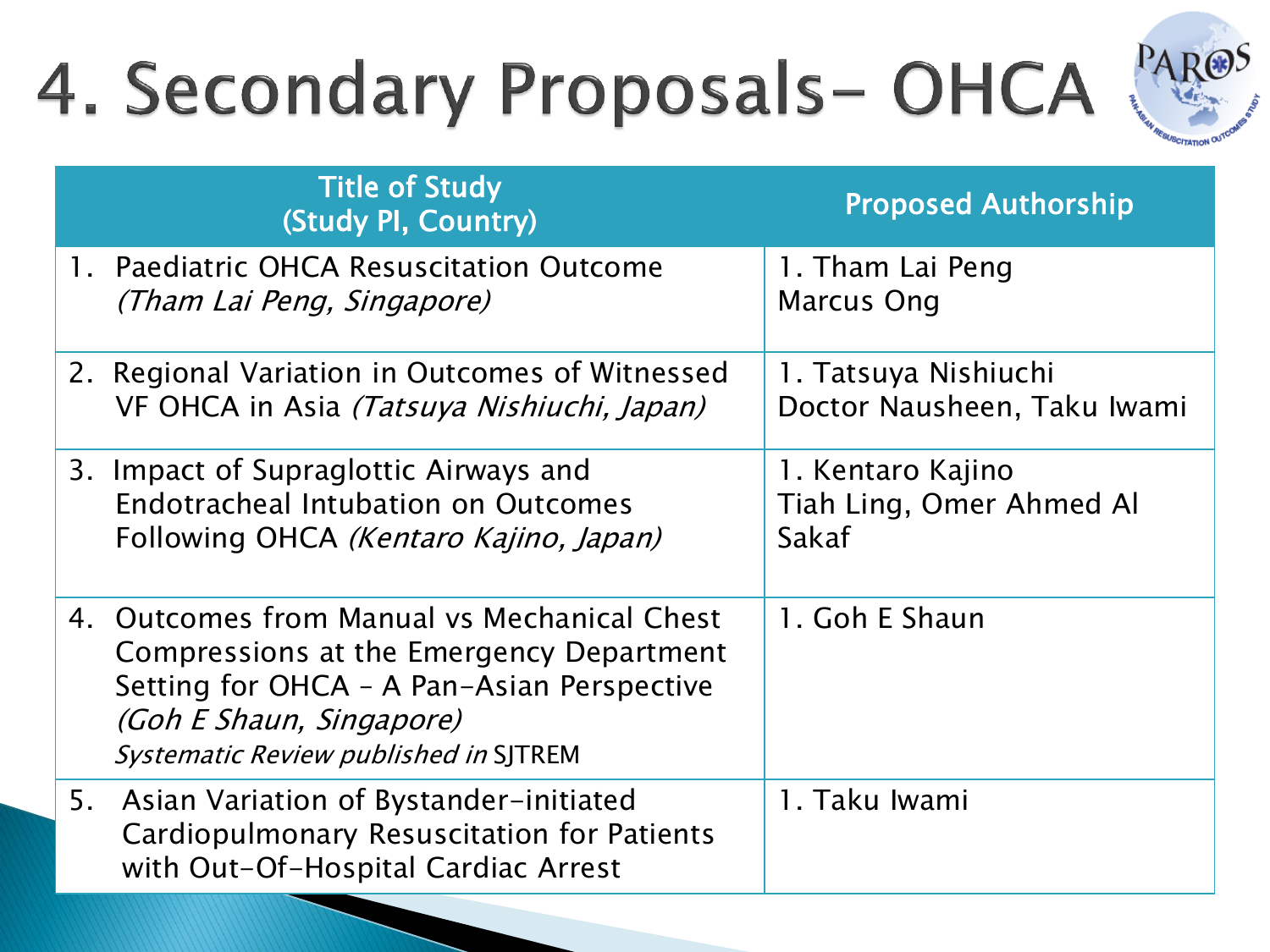# 4. Secondary Proposals– OHCA

| Title of Study (Study PI, Country) | Proposed Authorship |
| --- | --- |
| 1. Paediatric OHCA Resuscitation Outcome *(Tham Lai Peng, Singapore)* | 1. Tham Lai Peng<br>Marcus Ong |
| 2. Regional Variation in Outcomes of Witnessed VF OHCA in Asia *(Tatsuya Nishiuchi, Japan)* | 1. Tatsuya Nishiuchi<br>Doctor Nausheen, Taku Iwami |
| 3. Impact of Supraglottic Airways and Endotracheal Intubation on Outcomes Following OHCA *(Kentaro Kajino, Japan)* | 1. Kentaro Kajino<br>Tiah Ling, Omer Ahmed Al Sakaf |
| 4. Outcomes from Manual vs Mechanical Chest Compressions at the Emergency Department Setting for OHCA – A Pan-Asian Perspective *(Goh E Shaun, Singapore)*<br>*Systematic Review published in* SJTREM | 1. Goh E Shaun |
| 5. Asian Variation of Bystander-initiated Cardiopulmonary Resuscitation for Patients with Out-Of-Hospital Cardiac Arrest | 1. Taku Iwami |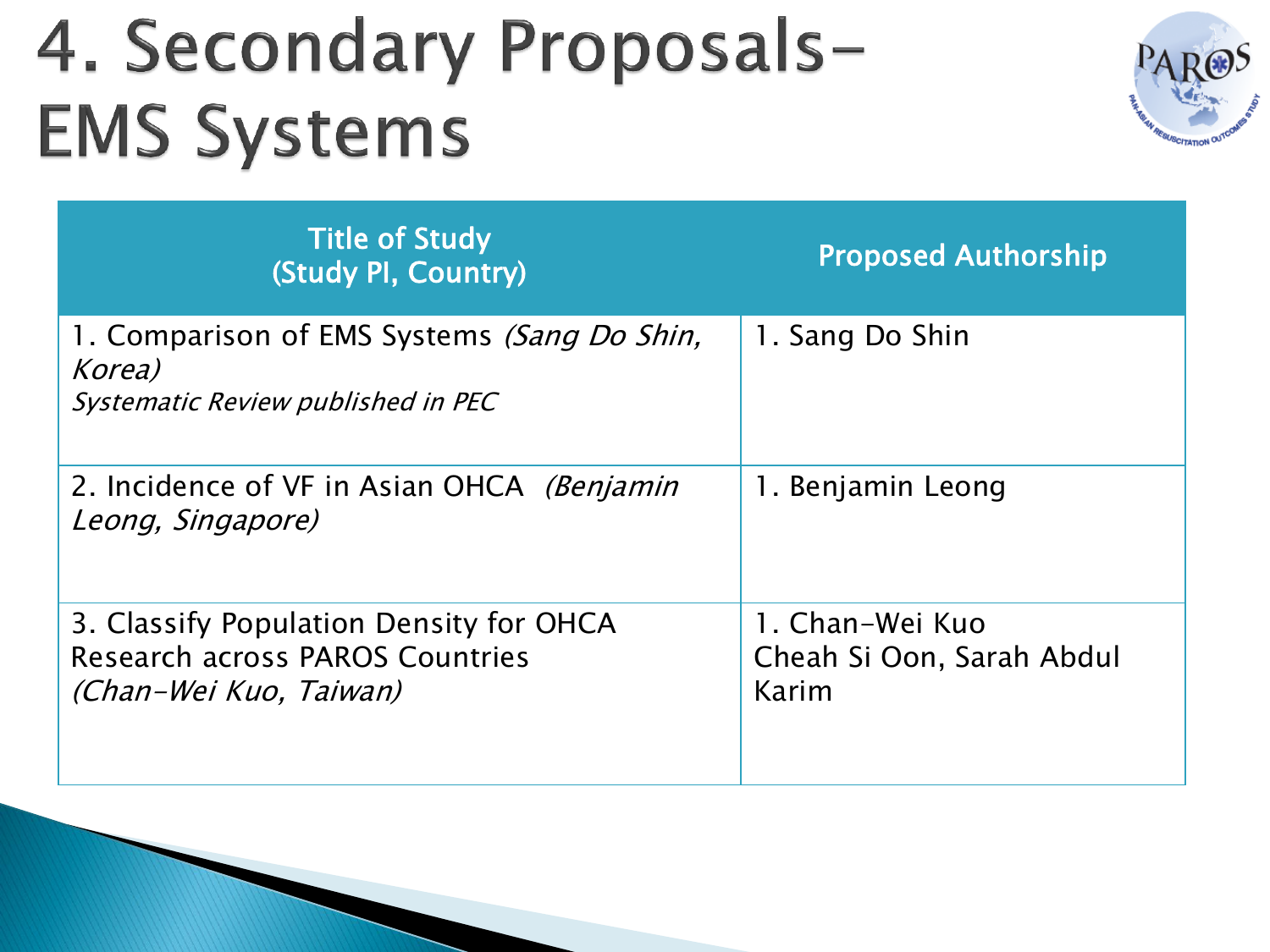# 4. Secondary Proposals– EMS Systems

| Title of Study (Study PI, Country) | Proposed Authorship |
| --- | --- |
| 1. Comparison of EMS Systems *(Sang Do Shin, Korea)*<br>*Systematic Review published in PEC* | 1. Sang Do Shin |
| 2. Incidence of VF in Asian OHCA *(Benjamin Leong, Singapore)* | 1. Benjamin Leong |
| 3. Classify Population Density for OHCA Research across PAROS Countries *(Chan-Wei Kuo, Taiwan)* | 1. Chan-Wei Kuo<br>Cheah Si Oon, Sarah Abdul Karim |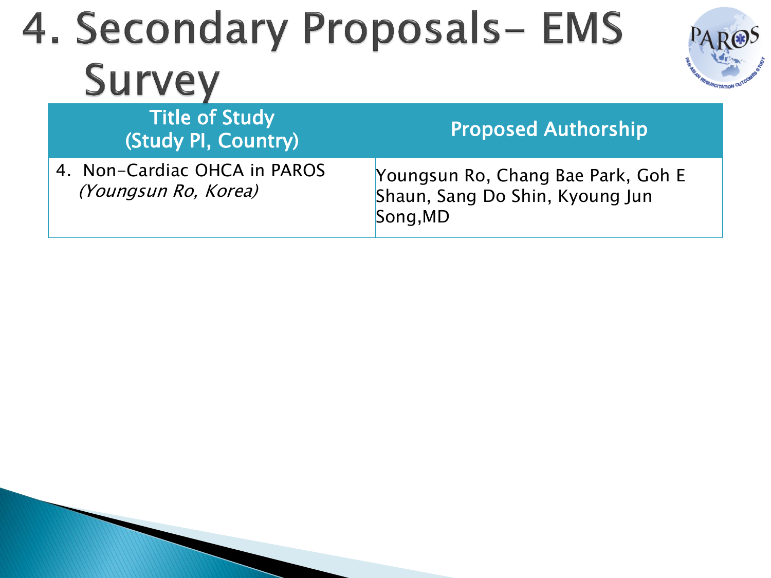# 4. Secondary Proposals– EMS Survey

| Title of Study (Study PI, Country) | Proposed Authorship |
| --- | --- |
| 4. Non-Cardiac OHCA in PAROS *(Youngsun Ro, Korea)* | Youngsun Ro, Chang Bae Park, Goh E Shaun, Sang Do Shin, Kyoung Jun Song,MD |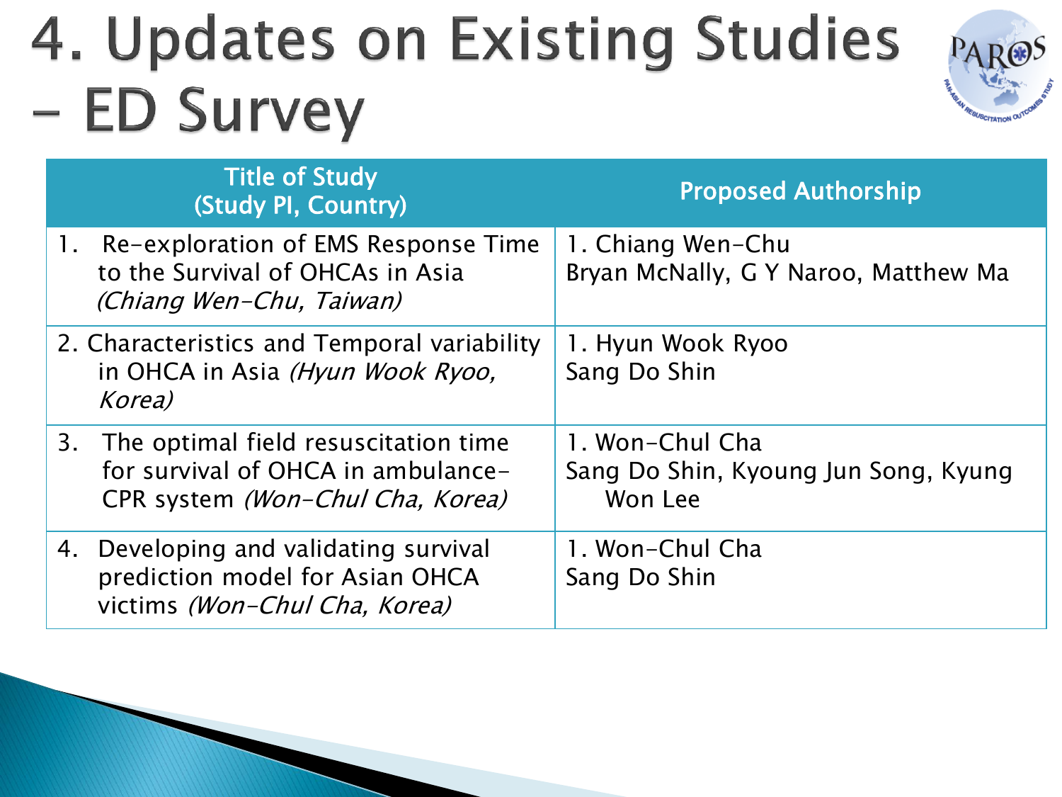# 4. Updates on Existing Studies – ED Survey

| Title of Study (Study PI, Country) | Proposed Authorship |
|---|---|
| 1. Re-exploration of EMS Response Time to the Survival of OHCAs in Asia *(Chiang Wen-Chu, Taiwan)* | 1. Chiang Wen-Chu<br>Bryan McNally, G Y Naroo, Matthew Ma |
| 2. Characteristics and Temporal variability in OHCA in Asia *(Hyun Wook Ryoo, Korea)* | 1. Hyun Wook Ryoo<br>Sang Do Shin |
| 3. The optimal field resuscitation time for survival of OHCA in ambulance-CPR system *(Won-Chul Cha, Korea)* | 1. Won-Chul Cha<br>Sang Do Shin, Kyoung Jun Song, Kyung Won Lee |
| 4. Developing and validating survival prediction model for Asian OHCA victims *(Won-Chul Cha, Korea)* | 1. Won-Chul Cha<br>Sang Do Shin |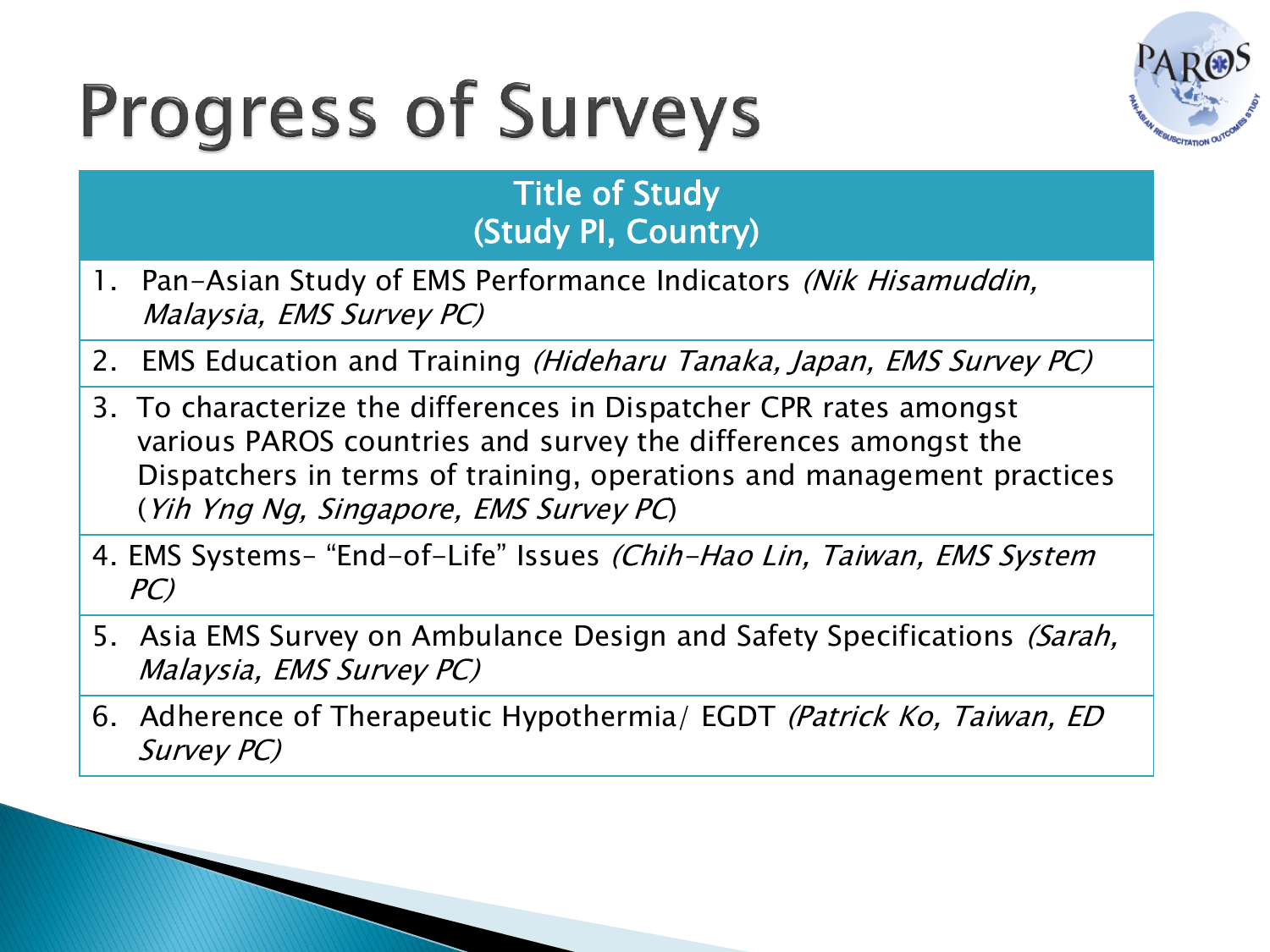# Progress of Surveys

| Title of Study<br>(Study PI, Country) |
|---|
| 1. Pan-Asian Study of EMS Performance Indicators *(Nik Hisamuddin, Malaysia, EMS Survey PC)* |
| 2. EMS Education and Training *(Hideharu Tanaka, Japan, EMS Survey PC)* |
| 3. To characterize the differences in Dispatcher CPR rates amongst various PAROS countries and survey the differences amongst the Dispatchers in terms of training, operations and management practices (*Yih Yng Ng, Singapore, EMS Survey PC*) |
| 4. EMS Systems– "End-of-Life" Issues *(Chih-Hao Lin, Taiwan, EMS System PC)* |
| 5. Asia EMS Survey on Ambulance Design and Safety Specifications *(Sarah, Malaysia, EMS Survey PC)* |
| 6. Adherence of Therapeutic Hypothermia/ EGDT *(Patrick Ko, Taiwan, ED Survey PC)* |